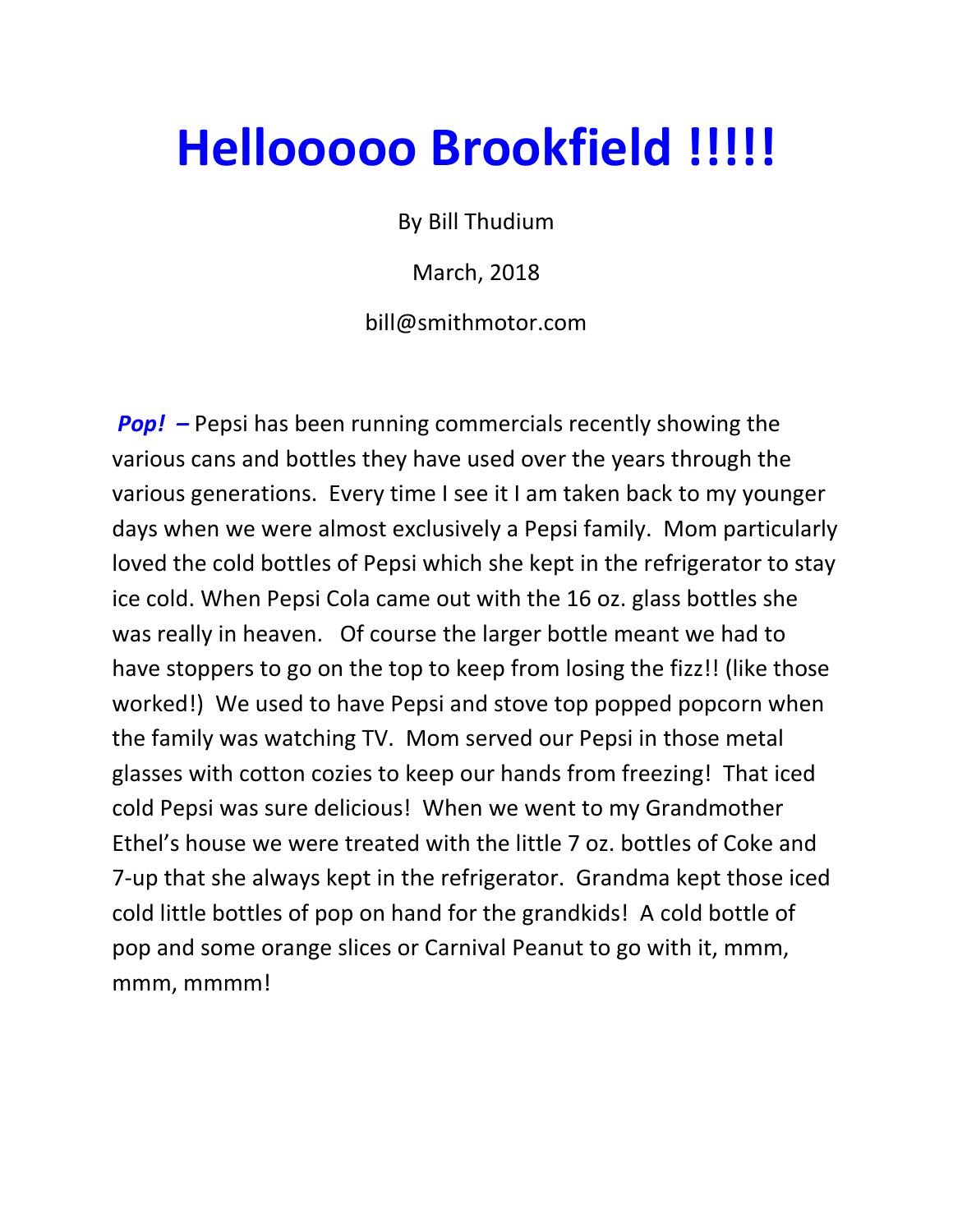# Hellooooo Brookfield !!!!!

By Bill Thudium

March, 2018

bill@smithmotor.com

***Pop!* –** Pepsi has been running commercials recently showing the various cans and bottles they have used over the years through the various generations. Every time I see it I am taken back to my younger days when we were almost exclusively a Pepsi family. Mom particularly loved the cold bottles of Pepsi which she kept in the refrigerator to stay ice cold. When Pepsi Cola came out with the 16 oz. glass bottles she was really in heaven. Of course the larger bottle meant we had to have stoppers to go on the top to keep from losing the fizz!! (like those worked!) We used to have Pepsi and stove top popped popcorn when the family was watching TV. Mom served our Pepsi in those metal glasses with cotton cozies to keep our hands from freezing! That iced cold Pepsi was sure delicious! When we went to my Grandmother Ethel's house we were treated with the little 7 oz. bottles of Coke and 7-up that she always kept in the refrigerator. Grandma kept those iced cold little bottles of pop on hand for the grandkids! A cold bottle of pop and some orange slices or Carnival Peanut to go with it, mmm, mmm, mmmm!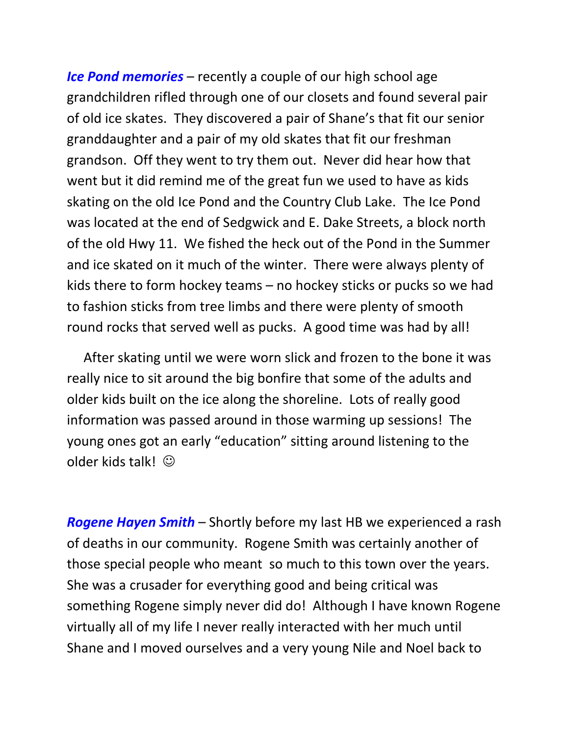***Ice Pond memories*** – recently a couple of our high school age grandchildren rifled through one of our closets and found several pair of old ice skates. They discovered a pair of Shane's that fit our senior granddaughter and a pair of my old skates that fit our freshman grandson. Off they went to try them out. Never did hear how that went but it did remind me of the great fun we used to have as kids skating on the old Ice Pond and the Country Club Lake. The Ice Pond was located at the end of Sedgwick and E. Dake Streets, a block north of the old Hwy 11. We fished the heck out of the Pond in the Summer and ice skated on it much of the winter. There were always plenty of kids there to form hockey teams – no hockey sticks or pucks so we had to fashion sticks from tree limbs and there were plenty of smooth round rocks that served well as pucks. A good time was had by all!

After skating until we were worn slick and frozen to the bone it was really nice to sit around the big bonfire that some of the adults and older kids built on the ice along the shoreline. Lots of really good information was passed around in those warming up sessions! The young ones got an early "education" sitting around listening to the older kids talk! ☺

***Rogene Hayen Smith*** – Shortly before my last HB we experienced a rash of deaths in our community. Rogene Smith was certainly another of those special people who meant so much to this town over the years. She was a crusader for everything good and being critical was something Rogene simply never did do! Although I have known Rogene virtually all of my life I never really interacted with her much until Shane and I moved ourselves and a very young Nile and Noel back to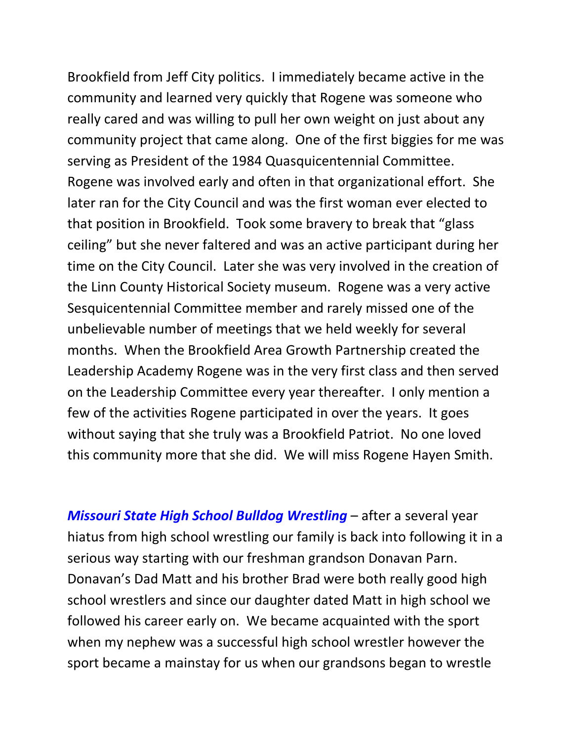Brookfield from Jeff City politics. I immediately became active in the community and learned very quickly that Rogene was someone who really cared and was willing to pull her own weight on just about any community project that came along. One of the first biggies for me was serving as President of the 1984 Quasquicentennial Committee. Rogene was involved early and often in that organizational effort. She later ran for the City Council and was the first woman ever elected to that position in Brookfield. Took some bravery to break that "glass ceiling" but she never faltered and was an active participant during her time on the City Council. Later she was very involved in the creation of the Linn County Historical Society museum. Rogene was a very active Sesquicentennial Committee member and rarely missed one of the unbelievable number of meetings that we held weekly for several months. When the Brookfield Area Growth Partnership created the Leadership Academy Rogene was in the very first class and then served on the Leadership Committee every year thereafter. I only mention a few of the activities Rogene participated in over the years. It goes without saying that she truly was a Brookfield Patriot. No one loved this community more that she did. We will miss Rogene Hayen Smith.

***Missouri State High School Bulldog Wrestling*** – after a several year hiatus from high school wrestling our family is back into following it in a serious way starting with our freshman grandson Donavan Parn. Donavan's Dad Matt and his brother Brad were both really good high school wrestlers and since our daughter dated Matt in high school we followed his career early on. We became acquainted with the sport when my nephew was a successful high school wrestler however the sport became a mainstay for us when our grandsons began to wrestle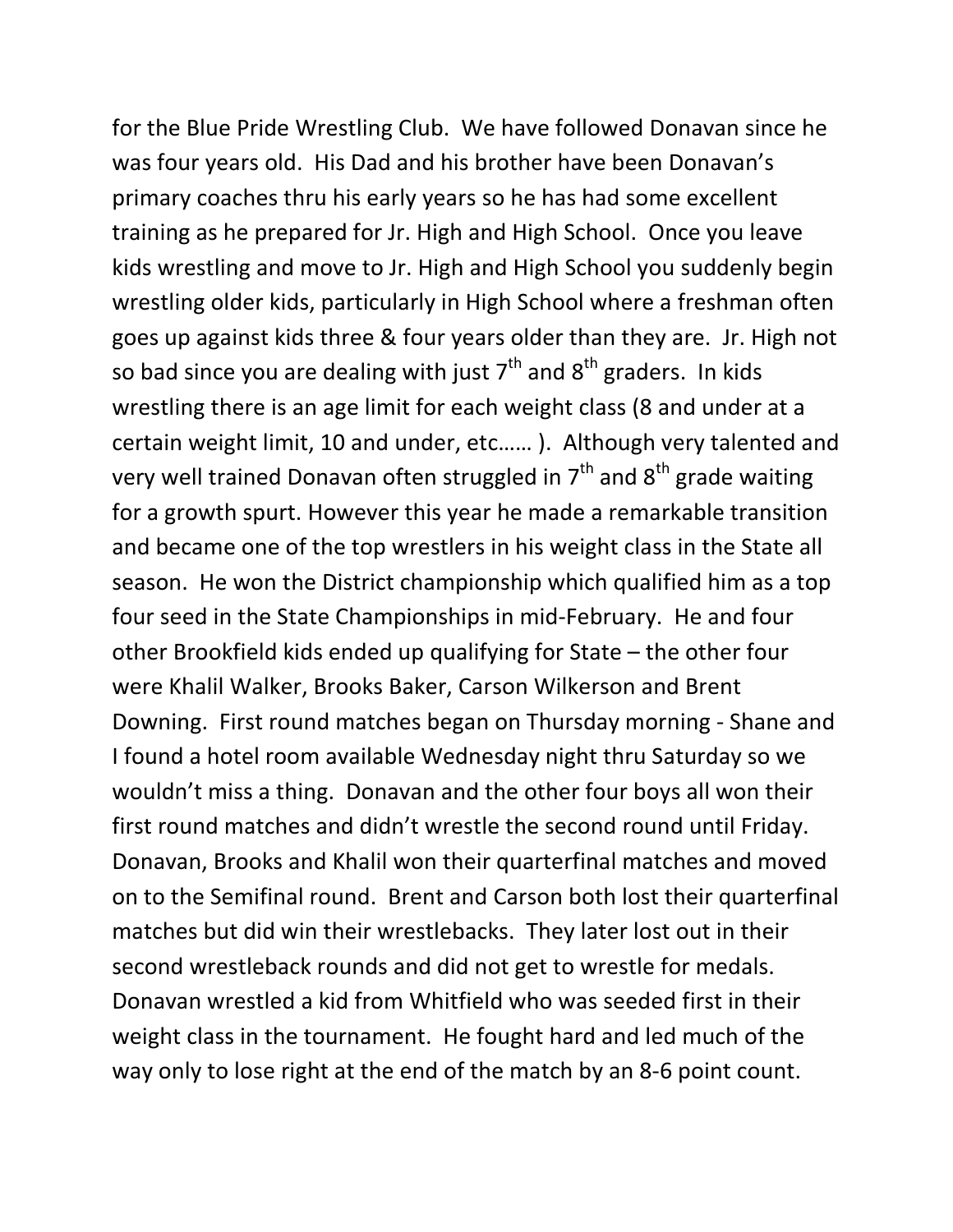for the Blue Pride Wrestling Club. We have followed Donavan since he was four years old. His Dad and his brother have been Donavan's primary coaches thru his early years so he has had some excellent training as he prepared for Jr. High and High School. Once you leave kids wrestling and move to Jr. High and High School you suddenly begin wrestling older kids, particularly in High School where a freshman often goes up against kids three & four years older than they are. Jr. High not so bad since you are dealing with just 7th and 8th graders. In kids wrestling there is an age limit for each weight class (8 and under at a certain weight limit, 10 and under, etc…… ). Although very talented and very well trained Donavan often struggled in 7th and 8th grade waiting for a growth spurt. However this year he made a remarkable transition and became one of the top wrestlers in his weight class in the State all season. He won the District championship which qualified him as a top four seed in the State Championships in mid-February. He and four other Brookfield kids ended up qualifying for State – the other four were Khalil Walker, Brooks Baker, Carson Wilkerson and Brent Downing. First round matches began on Thursday morning - Shane and I found a hotel room available Wednesday night thru Saturday so we wouldn't miss a thing. Donavan and the other four boys all won their first round matches and didn't wrestle the second round until Friday. Donavan, Brooks and Khalil won their quarterfinal matches and moved on to the Semifinal round. Brent and Carson both lost their quarterfinal matches but did win their wrestlebacks. They later lost out in their second wrestleback rounds and did not get to wrestle for medals. Donavan wrestled a kid from Whitfield who was seeded first in their weight class in the tournament. He fought hard and led much of the way only to lose right at the end of the match by an 8-6 point count.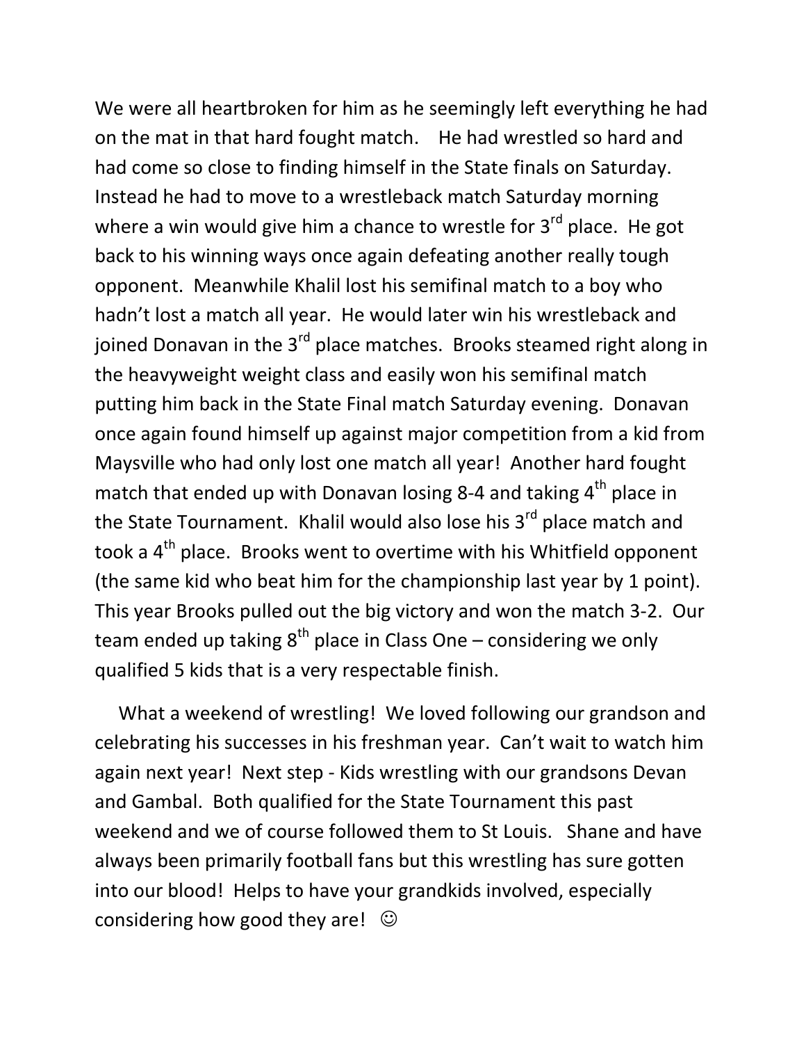We were all heartbroken for him as he seemingly left everything he had on the mat in that hard fought match. He had wrestled so hard and had come so close to finding himself in the State finals on Saturday. Instead he had to move to a wrestleback match Saturday morning where a win would give him a chance to wrestle for 3rd place. He got back to his winning ways once again defeating another really tough opponent. Meanwhile Khalil lost his semifinal match to a boy who hadn't lost a match all year. He would later win his wrestleback and joined Donavan in the 3rd place matches. Brooks steamed right along in the heavyweight weight class and easily won his semifinal match putting him back in the State Final match Saturday evening. Donavan once again found himself up against major competition from a kid from Maysville who had only lost one match all year! Another hard fought match that ended up with Donavan losing 8-4 and taking 4th place in the State Tournament. Khalil would also lose his 3rd place match and took a 4th place. Brooks went to overtime with his Whitfield opponent (the same kid who beat him for the championship last year by 1 point). This year Brooks pulled out the big victory and won the match 3-2. Our team ended up taking 8th place in Class One – considering we only qualified 5 kids that is a very respectable finish.

What a weekend of wrestling! We loved following our grandson and celebrating his successes in his freshman year. Can't wait to watch him again next year! Next step - Kids wrestling with our grandsons Devan and Gambal. Both qualified for the State Tournament this past weekend and we of course followed them to St Louis. Shane and have always been primarily football fans but this wrestling has sure gotten into our blood! Helps to have your grandkids involved, especially considering how good they are! ☺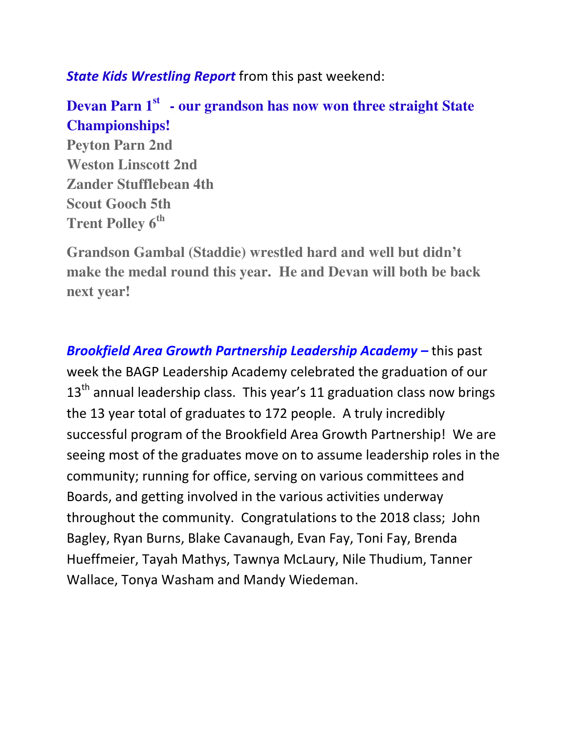***State Kids Wrestling Report*** from this past weekend:

**Devan Parn 1st - our grandson has now won three straight State Championships!**
**Peyton Parn 2nd**
**Weston Linscott 2nd**
**Zander Stufflebean 4th**
**Scout Gooch 5th**
**Trent Polley 6th**

**Grandson Gambal (Staddie) wrestled hard and well but didn't make the medal round this year. He and Devan will both be back next year!**

***Brookfield Area Growth Partnership Leadership Academy –*** this past week the BAGP Leadership Academy celebrated the graduation of our 13th annual leadership class. This year's 11 graduation class now brings the 13 year total of graduates to 172 people. A truly incredibly successful program of the Brookfield Area Growth Partnership! We are seeing most of the graduates move on to assume leadership roles in the community; running for office, serving on various committees and Boards, and getting involved in the various activities underway throughout the community. Congratulations to the 2018 class; John Bagley, Ryan Burns, Blake Cavanaugh, Evan Fay, Toni Fay, Brenda Hueffmeier, Tayah Mathys, Tawnya McLaury, Nile Thudium, Tanner Wallace, Tonya Washam and Mandy Wiedeman.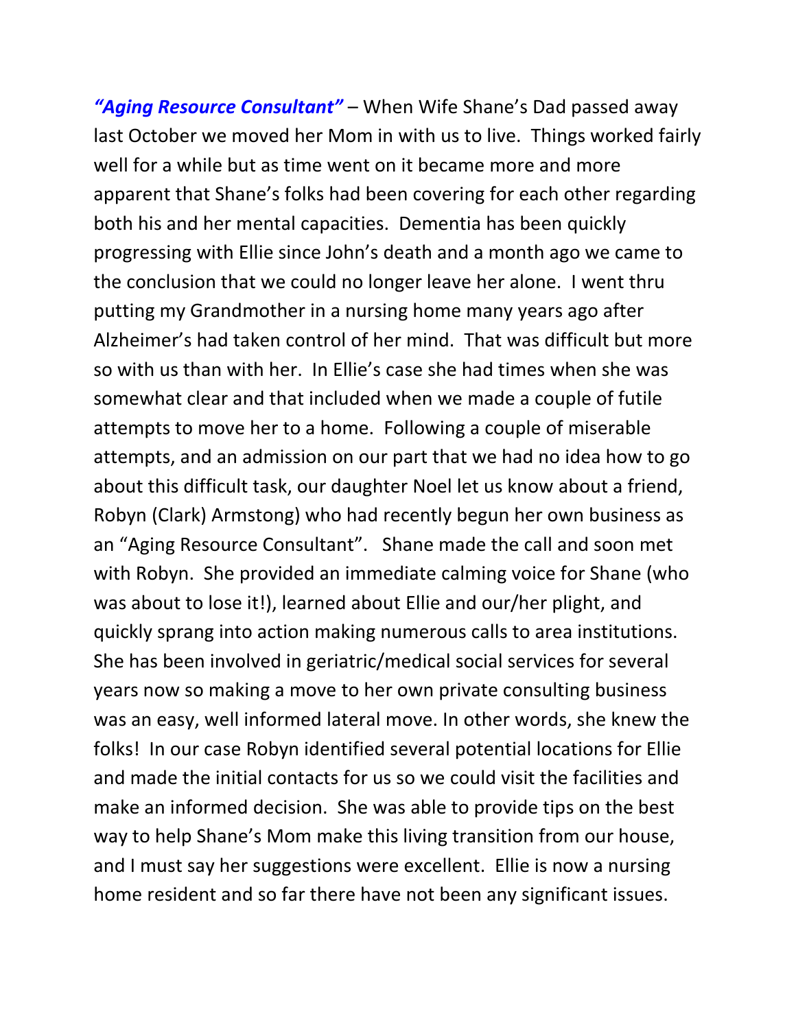***"Aging Resource Consultant"*** – When Wife Shane's Dad passed away last October we moved her Mom in with us to live. Things worked fairly well for a while but as time went on it became more and more apparent that Shane's folks had been covering for each other regarding both his and her mental capacities. Dementia has been quickly progressing with Ellie since John's death and a month ago we came to the conclusion that we could no longer leave her alone. I went thru putting my Grandmother in a nursing home many years ago after Alzheimer's had taken control of her mind. That was difficult but more so with us than with her. In Ellie's case she had times when she was somewhat clear and that included when we made a couple of futile attempts to move her to a home. Following a couple of miserable attempts, and an admission on our part that we had no idea how to go about this difficult task, our daughter Noel let us know about a friend, Robyn (Clark) Armstong) who had recently begun her own business as an "Aging Resource Consultant". Shane made the call and soon met with Robyn. She provided an immediate calming voice for Shane (who was about to lose it!), learned about Ellie and our/her plight, and quickly sprang into action making numerous calls to area institutions. She has been involved in geriatric/medical social services for several years now so making a move to her own private consulting business was an easy, well informed lateral move. In other words, she knew the folks! In our case Robyn identified several potential locations for Ellie and made the initial contacts for us so we could visit the facilities and make an informed decision. She was able to provide tips on the best way to help Shane's Mom make this living transition from our house, and I must say her suggestions were excellent. Ellie is now a nursing home resident and so far there have not been any significant issues.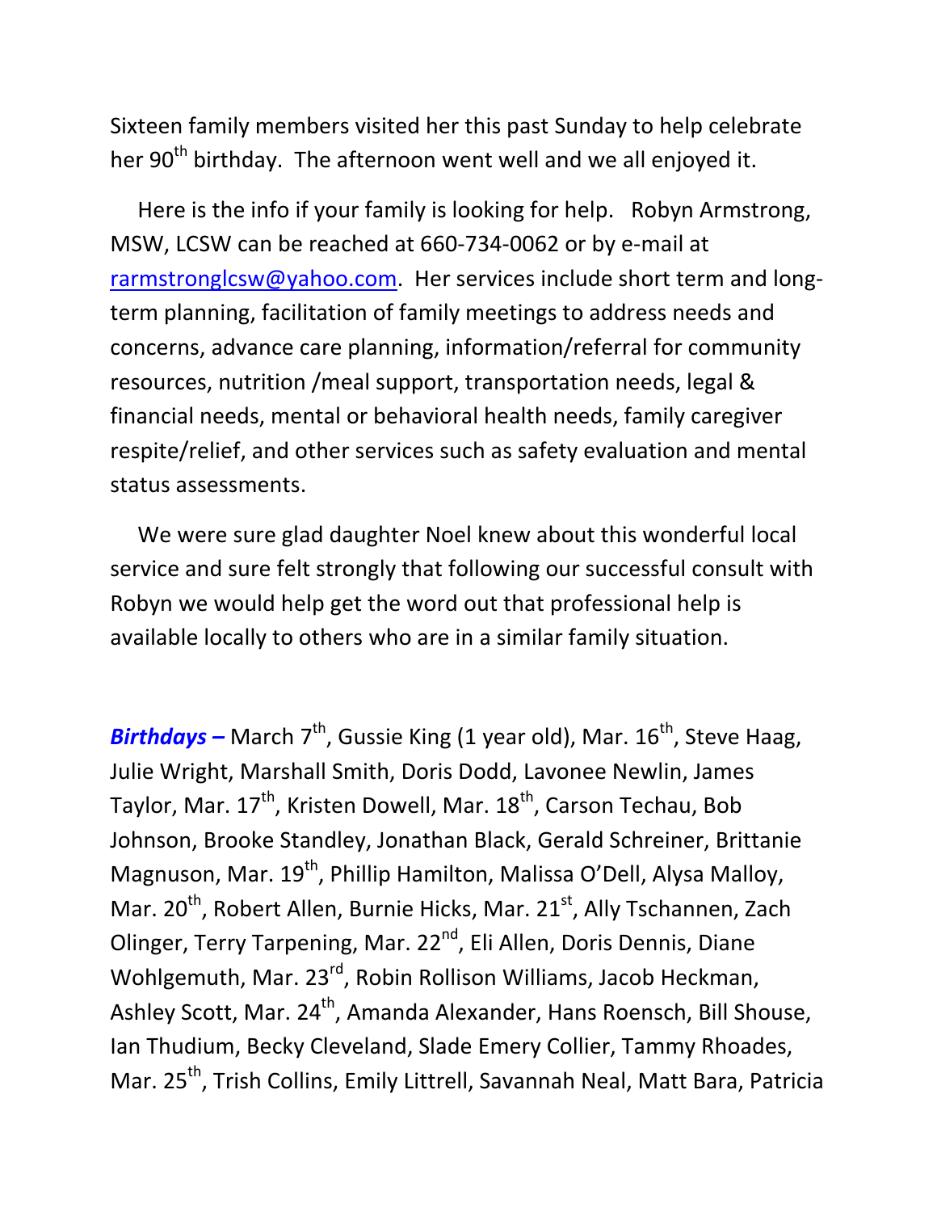Sixteen family members visited her this past Sunday to help celebrate her 90th birthday. The afternoon went well and we all enjoyed it.

Here is the info if your family is looking for help. Robyn Armstrong, MSW, LCSW can be reached at 660-734-0062 or by e-mail at rarmstronglcsw@yahoo.com. Her services include short term and long-term planning, facilitation of family meetings to address needs and concerns, advance care planning, information/referral for community resources, nutrition /meal support, transportation needs, legal & financial needs, mental or behavioral health needs, family caregiver respite/relief, and other services such as safety evaluation and mental status assessments.

We were sure glad daughter Noel knew about this wonderful local service and sure felt strongly that following our successful consult with Robyn we would help get the word out that professional help is available locally to others who are in a similar family situation.

***Birthdays –*** March 7th, Gussie King (1 year old), Mar. 16th, Steve Haag, Julie Wright, Marshall Smith, Doris Dodd, Lavonee Newlin, James Taylor, Mar. 17th, Kristen Dowell, Mar. 18th, Carson Techau, Bob Johnson, Brooke Standley, Jonathan Black, Gerald Schreiner, Brittanie Magnuson, Mar. 19th, Phillip Hamilton, Malissa O'Dell, Alysa Malloy, Mar. 20th, Robert Allen, Burnie Hicks, Mar. 21st, Ally Tschannen, Zach Olinger, Terry Tarpening, Mar. 22nd, Eli Allen, Doris Dennis, Diane Wohlgemuth, Mar. 23rd, Robin Rollison Williams, Jacob Heckman, Ashley Scott, Mar. 24th, Amanda Alexander, Hans Roensch, Bill Shouse, Ian Thudium, Becky Cleveland, Slade Emery Collier, Tammy Rhoades, Mar. 25th, Trish Collins, Emily Littrell, Savannah Neal, Matt Bara, Patricia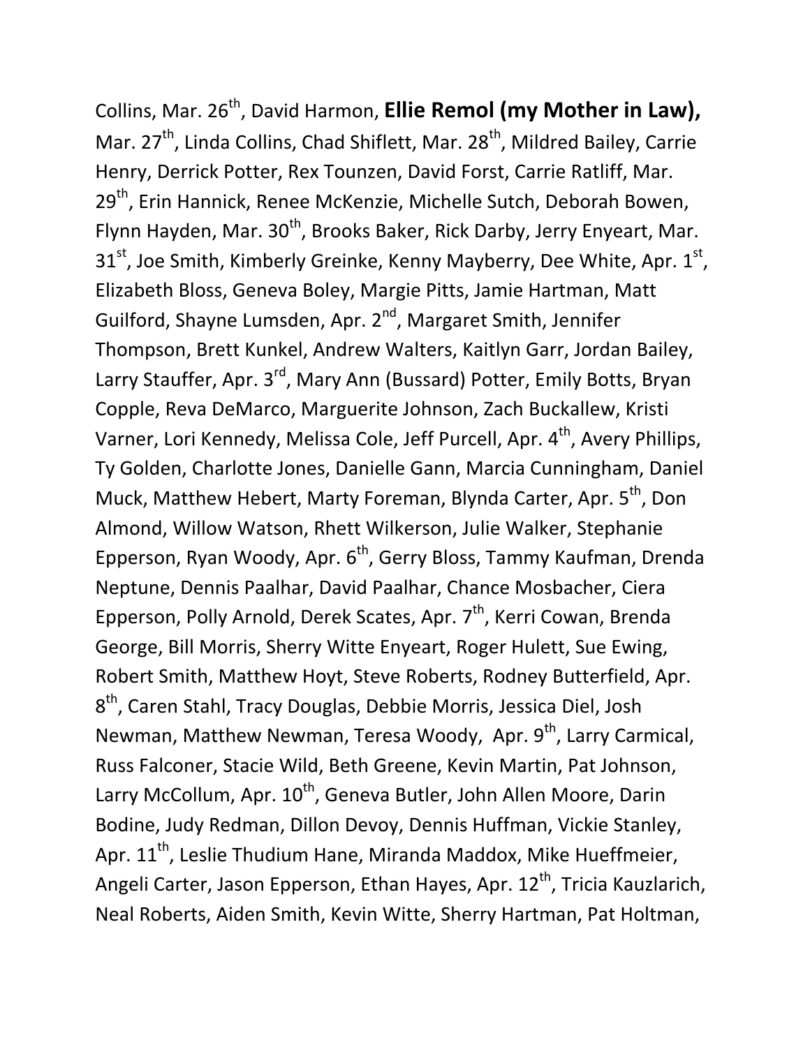Collins, Mar. 26th, David Harmon, **Ellie Remol (my Mother in Law),** Mar. 27th, Linda Collins, Chad Shiflett, Mar. 28th, Mildred Bailey, Carrie Henry, Derrick Potter, Rex Tounzen, David Forst, Carrie Ratliff, Mar. 29th, Erin Hannick, Renee McKenzie, Michelle Sutch, Deborah Bowen, Flynn Hayden, Mar. 30th, Brooks Baker, Rick Darby, Jerry Enyeart, Mar. 31st, Joe Smith, Kimberly Greinke, Kenny Mayberry, Dee White, Apr. 1st, Elizabeth Bloss, Geneva Boley, Margie Pitts, Jamie Hartman, Matt Guilford, Shayne Lumsden, Apr. 2nd, Margaret Smith, Jennifer Thompson, Brett Kunkel, Andrew Walters, Kaitlyn Garr, Jordan Bailey, Larry Stauffer, Apr. 3rd, Mary Ann (Bussard) Potter, Emily Botts, Bryan Copple, Reva DeMarco, Marguerite Johnson, Zach Buckallew, Kristi Varner, Lori Kennedy, Melissa Cole, Jeff Purcell, Apr. 4th, Avery Phillips, Ty Golden, Charlotte Jones, Danielle Gann, Marcia Cunningham, Daniel Muck, Matthew Hebert, Marty Foreman, Blynda Carter, Apr. 5th, Don Almond, Willow Watson, Rhett Wilkerson, Julie Walker, Stephanie Epperson, Ryan Woody, Apr. 6th, Gerry Bloss, Tammy Kaufman, Drenda Neptune, Dennis Paalhar, David Paalhar, Chance Mosbacher, Ciera Epperson, Polly Arnold, Derek Scates, Apr. 7th, Kerri Cowan, Brenda George, Bill Morris, Sherry Witte Enyeart, Roger Hulett, Sue Ewing, Robert Smith, Matthew Hoyt, Steve Roberts, Rodney Butterfield, Apr. 8th, Caren Stahl, Tracy Douglas, Debbie Morris, Jessica Diel, Josh Newman, Matthew Newman, Teresa Woody, Apr. 9th, Larry Carmical, Russ Falconer, Stacie Wild, Beth Greene, Kevin Martin, Pat Johnson, Larry McCollum, Apr. 10th, Geneva Butler, John Allen Moore, Darin Bodine, Judy Redman, Dillon Devoy, Dennis Huffman, Vickie Stanley, Apr. 11th, Leslie Thudium Hane, Miranda Maddox, Mike Hueffmeier, Angeli Carter, Jason Epperson, Ethan Hayes, Apr. 12th, Tricia Kauzlarich, Neal Roberts, Aiden Smith, Kevin Witte, Sherry Hartman, Pat Holtman,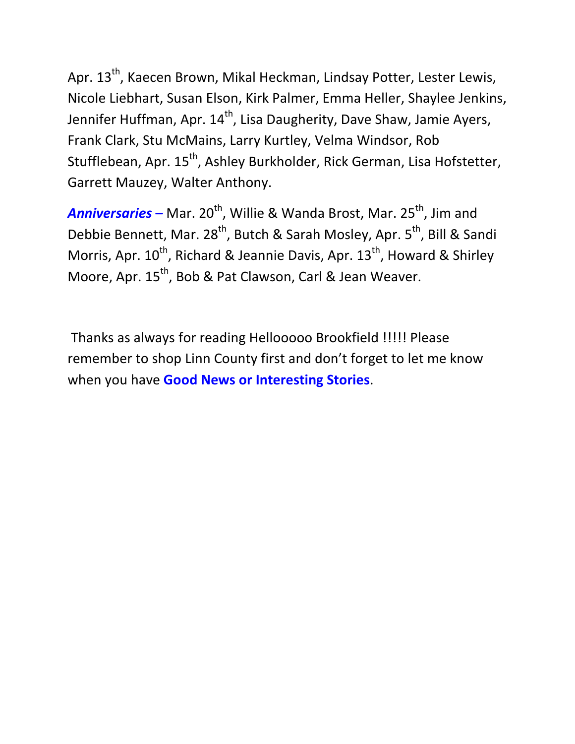Apr. 13th, Kaecen Brown, Mikal Heckman, Lindsay Potter, Lester Lewis, Nicole Liebhart, Susan Elson, Kirk Palmer, Emma Heller, Shaylee Jenkins, Jennifer Huffman, Apr. 14th, Lisa Daugherity, Dave Shaw, Jamie Ayers, Frank Clark, Stu McMains, Larry Kurtley, Velma Windsor, Rob Stufflebean, Apr. 15th, Ashley Burkholder, Rick German, Lisa Hofstetter, Garrett Mauzey, Walter Anthony.

***Anniversaries –*** Mar. 20th, Willie & Wanda Brost, Mar. 25th, Jim and Debbie Bennett, Mar. 28th, Butch & Sarah Mosley, Apr. 5th, Bill & Sandi Morris, Apr. 10th, Richard & Jeannie Davis, Apr. 13th, Howard & Shirley Moore, Apr. 15th, Bob & Pat Clawson, Carl & Jean Weaver.

Thanks as always for reading Hellooooo Brookfield !!!!! Please remember to shop Linn County first and don't forget to let me know when you have **Good News or Interesting Stories**.